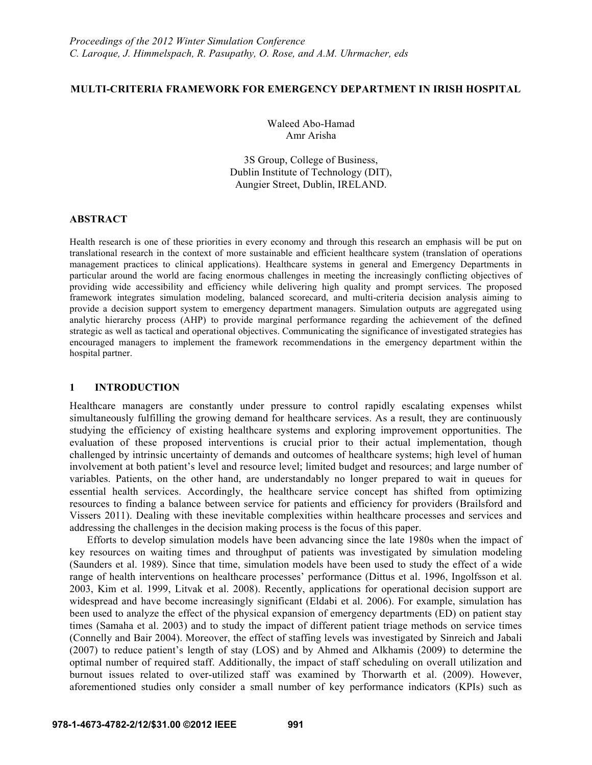*Proceedings of the 2012 Winter Simulation Conference*
*C. Laroque, J. Himmelspach, R. Pasupathy, O. Rose, and A.M. Uhrmacher, eds*

# MULTI-CRITERIA FRAMEWORK FOR EMERGENCY DEPARTMENT IN IRISH HOSPITAL

Waleed Abo-Hamad
Amr Arisha

3S Group, College of Business,
Dublin Institute of Technology (DIT),
Aungier Street, Dublin, IRELAND.

## ABSTRACT

Health research is one of these priorities in every economy and through this research an emphasis will be put on translational research in the context of more sustainable and efficient healthcare system (translation of operations management practices to clinical applications). Healthcare systems in general and Emergency Departments in particular around the world are facing enormous challenges in meeting the increasingly conflicting objectives of providing wide accessibility and efficiency while delivering high quality and prompt services. The proposed framework integrates simulation modeling, balanced scorecard, and multi-criteria decision analysis aiming to provide a decision support system to emergency department managers. Simulation outputs are aggregated using analytic hierarchy process (AHP) to provide marginal performance regarding the achievement of the defined strategic as well as tactical and operational objectives. Communicating the significance of investigated strategies has encouraged managers to implement the framework recommendations in the emergency department within the hospital partner.

## 1 INTRODUCTION

Healthcare managers are constantly under pressure to control rapidly escalating expenses whilst simultaneously fulfilling the growing demand for healthcare services. As a result, they are continuously studying the efficiency of existing healthcare systems and exploring improvement opportunities. The evaluation of these proposed interventions is crucial prior to their actual implementation, though challenged by intrinsic uncertainty of demands and outcomes of healthcare systems; high level of human involvement at both patient's level and resource level; limited budget and resources; and large number of variables. Patients, on the other hand, are understandably no longer prepared to wait in queues for essential health services. Accordingly, the healthcare service concept has shifted from optimizing resources to finding a balance between service for patients and efficiency for providers (Brailsford and Vissers 2011). Dealing with these inevitable complexities within healthcare processes and services and addressing the challenges in the decision making process is the focus of this paper.

Efforts to develop simulation models have been advancing since the late 1980s when the impact of key resources on waiting times and throughput of patients was investigated by simulation modeling (Saunders et al. 1989). Since that time, simulation models have been used to study the effect of a wide range of health interventions on healthcare processes' performance (Dittus et al. 1996, Ingolfsson et al. 2003, Kim et al. 1999, Litvak et al. 2008). Recently, applications for operational decision support are widespread and have become increasingly significant (Eldabi et al. 2006). For example, simulation has been used to analyze the effect of the physical expansion of emergency departments (ED) on patient stay times (Samaha et al. 2003) and to study the impact of different patient triage methods on service times (Connelly and Bair 2004). Moreover, the effect of staffing levels was investigated by Sinreich and Jabali (2007) to reduce patient's length of stay (LOS) and by Ahmed and Alkhamis (2009) to determine the optimal number of required staff. Additionally, the impact of staff scheduling on overall utilization and burnout issues related to over-utilized staff was examined by Thorwarth et al. (2009). However, aforementioned studies only consider a small number of key performance indicators (KPIs) such as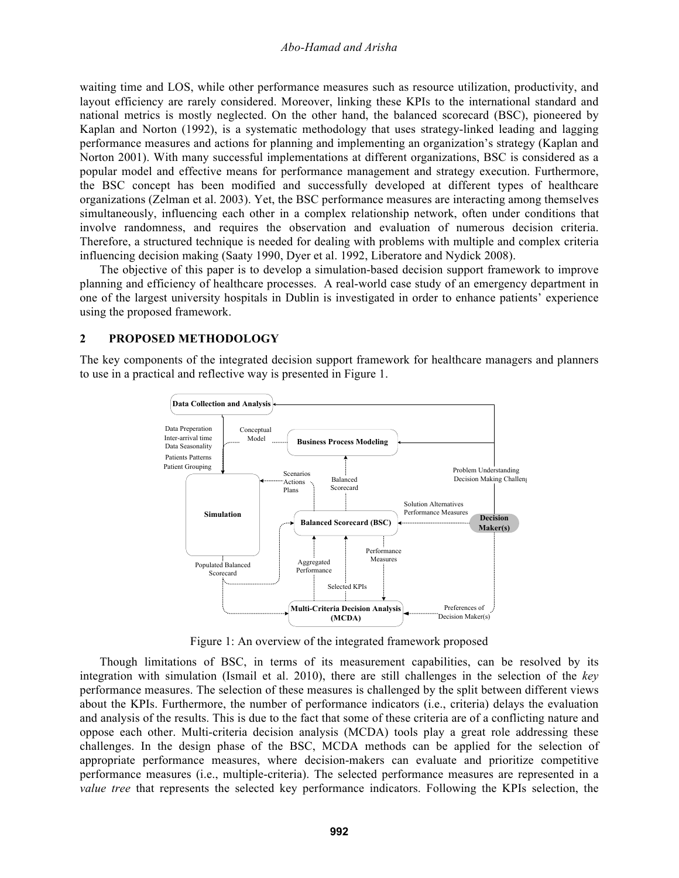waiting time and LOS, while other performance measures such as resource utilization, productivity, and layout efficiency are rarely considered. Moreover, linking these KPIs to the international standard and national metrics is mostly neglected. On the other hand, the balanced scorecard (BSC), pioneered by Kaplan and Norton (1992), is a systematic methodology that uses strategy-linked leading and lagging performance measures and actions for planning and implementing an organization's strategy (Kaplan and Norton 2001). With many successful implementations at different organizations, BSC is considered as a popular model and effective means for performance management and strategy execution. Furthermore, the BSC concept has been modified and successfully developed at different types of healthcare organizations (Zelman et al. 2003). Yet, the BSC performance measures are interacting among themselves simultaneously, influencing each other in a complex relationship network, often under conditions that involve randomness, and requires the observation and evaluation of numerous decision criteria. Therefore, a structured technique is needed for dealing with problems with multiple and complex criteria influencing decision making (Saaty 1990, Dyer et al. 1992, Liberatore and Nydick 2008).

The objective of this paper is to develop a simulation-based decision support framework to improve planning and efficiency of healthcare processes. A real-world case study of an emergency department in one of the largest university hospitals in Dublin is investigated in order to enhance patients' experience using the proposed framework.

## 2 PROPOSED METHODOLOGY

The key components of the integrated decision support framework for healthcare managers and planners to use in a practical and reflective way is presented in Figure 1.

Data Collection and Analysis
Data Preperation
Inter-arrival time
Data Seasonality
Patients Patterns
Patient Grouping
Conceptual Model
Business Process Modeling
Problem Understanding
Decision Making Challeng
Scenarios
Actions
Plans
Balanced Scorecard
Simulation
Solution Alternatives
Performance Measures
Balanced Scorecard (BSC)
Decision Maker(s)
Populated Balanced Scorecard
Aggregated Performance
Performance Measures
Selected KPIs
Multi-Criteria Decision Analysis (MCDA)
Preferences of Decision Maker(s)

Figure 1: An overview of the integrated framework proposed

Though limitations of BSC, in terms of its measurement capabilities, can be resolved by its integration with simulation (Ismail et al. 2010), there are still challenges in the selection of the *key* performance measures. The selection of these measures is challenged by the split between different views about the KPIs. Furthermore, the number of performance indicators (i.e., criteria) delays the evaluation and analysis of the results. This is due to the fact that some of these criteria are of a conflicting nature and oppose each other. Multi-criteria decision analysis (MCDA) tools play a great role addressing these challenges. In the design phase of the BSC, MCDA methods can be applied for the selection of appropriate performance measures, where decision-makers can evaluate and prioritize competitive performance measures (i.e., multiple-criteria). The selected performance measures are represented in a *value tree* that represents the selected key performance indicators. Following the KPIs selection, the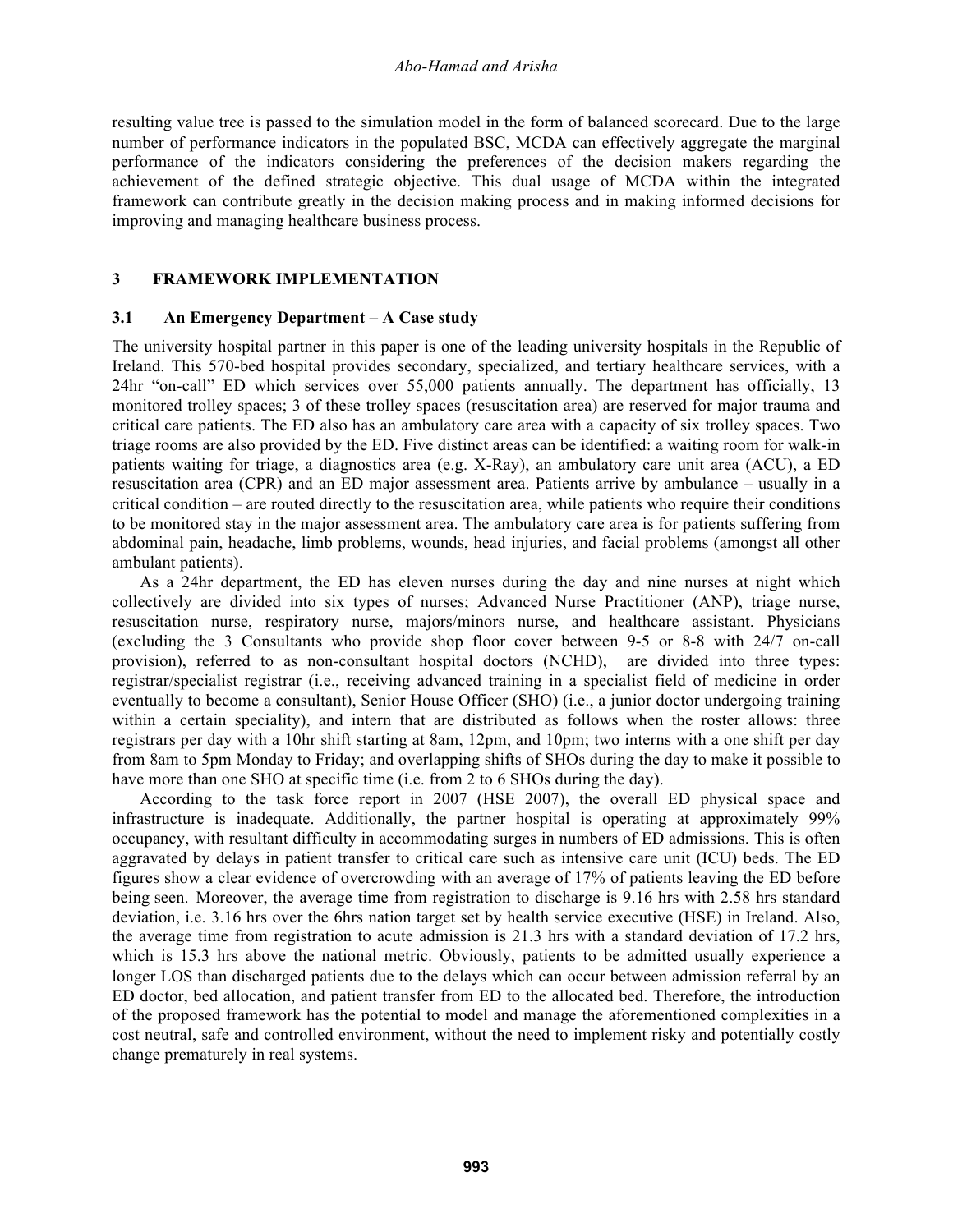resulting value tree is passed to the simulation model in the form of balanced scorecard. Due to the large number of performance indicators in the populated BSC, MCDA can effectively aggregate the marginal performance of the indicators considering the preferences of the decision makers regarding the achievement of the defined strategic objective. This dual usage of MCDA within the integrated framework can contribute greatly in the decision making process and in making informed decisions for improving and managing healthcare business process.

## 3 FRAMEWORK IMPLEMENTATION

### 3.1 An Emergency Department – A Case study

The university hospital partner in this paper is one of the leading university hospitals in the Republic of Ireland. This 570-bed hospital provides secondary, specialized, and tertiary healthcare services, with a 24hr "on-call" ED which services over 55,000 patients annually. The department has officially, 13 monitored trolley spaces; 3 of these trolley spaces (resuscitation area) are reserved for major trauma and critical care patients. The ED also has an ambulatory care area with a capacity of six trolley spaces. Two triage rooms are also provided by the ED. Five distinct areas can be identified: a waiting room for walk-in patients waiting for triage, a diagnostics area (e.g. X-Ray), an ambulatory care unit area (ACU), a ED resuscitation area (CPR) and an ED major assessment area. Patients arrive by ambulance – usually in a critical condition – are routed directly to the resuscitation area, while patients who require their conditions to be monitored stay in the major assessment area. The ambulatory care area is for patients suffering from abdominal pain, headache, limb problems, wounds, head injuries, and facial problems (amongst all other ambulant patients).

As a 24hr department, the ED has eleven nurses during the day and nine nurses at night which collectively are divided into six types of nurses; Advanced Nurse Practitioner (ANP), triage nurse, resuscitation nurse, respiratory nurse, majors/minors nurse, and healthcare assistant. Physicians (excluding the 3 Consultants who provide shop floor cover between 9-5 or 8-8 with 24/7 on-call provision), referred to as non-consultant hospital doctors (NCHD), are divided into three types: registrar/specialist registrar (i.e., receiving advanced training in a specialist field of medicine in order eventually to become a consultant), Senior House Officer (SHO) (i.e., a junior doctor undergoing training within a certain speciality), and intern that are distributed as follows when the roster allows: three registrars per day with a 10hr shift starting at 8am, 12pm, and 10pm; two interns with a one shift per day from 8am to 5pm Monday to Friday; and overlapping shifts of SHOs during the day to make it possible to have more than one SHO at specific time (i.e. from 2 to 6 SHOs during the day).

According to the task force report in 2007 (HSE 2007), the overall ED physical space and infrastructure is inadequate. Additionally, the partner hospital is operating at approximately 99% occupancy, with resultant difficulty in accommodating surges in numbers of ED admissions. This is often aggravated by delays in patient transfer to critical care such as intensive care unit (ICU) beds. The ED figures show a clear evidence of overcrowding with an average of 17% of patients leaving the ED before being seen. Moreover, the average time from registration to discharge is 9.16 hrs with 2.58 hrs standard deviation, i.e. 3.16 hrs over the 6hrs nation target set by health service executive (HSE) in Ireland. Also, the average time from registration to acute admission is 21.3 hrs with a standard deviation of 17.2 hrs, which is 15.3 hrs above the national metric. Obviously, patients to be admitted usually experience a longer LOS than discharged patients due to the delays which can occur between admission referral by an ED doctor, bed allocation, and patient transfer from ED to the allocated bed. Therefore, the introduction of the proposed framework has the potential to model and manage the aforementioned complexities in a cost neutral, safe and controlled environment, without the need to implement risky and potentially costly change prematurely in real systems.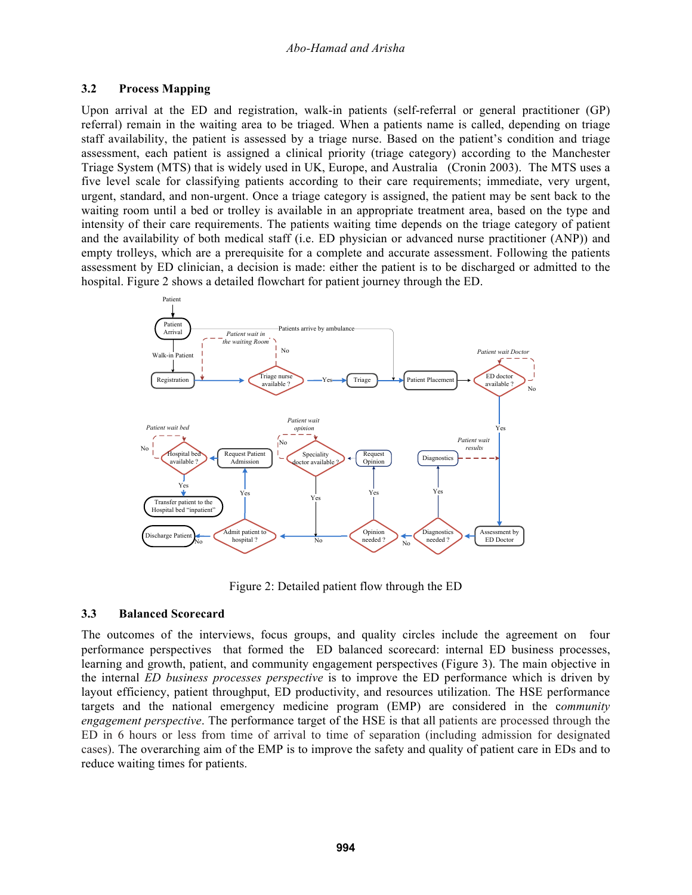### 3.2 Process Mapping

Upon arrival at the ED and registration, walk-in patients (self-referral or general practitioner (GP) referral) remain in the waiting area to be triaged. When a patients name is called, depending on triage staff availability, the patient is assessed by a triage nurse. Based on the patient's condition and triage assessment, each patient is assigned a clinical priority (triage category) according to the Manchester Triage System (MTS) that is widely used in UK, Europe, and Australia (Cronin 2003). The MTS uses a five level scale for classifying patients according to their care requirements; immediate, very urgent, urgent, standard, and non-urgent. Once a triage category is assigned, the patient may be sent back to the waiting room until a bed or trolley is available in an appropriate treatment area, based on the type and intensity of their care requirements. The patients waiting time depends on the triage category of patient and the availability of both medical staff (i.e. ED physician or advanced nurse practitioner (ANP)) and empty trolleys, which are a prerequisite for a complete and accurate assessment. Following the patients assessment by ED clinician, a decision is made: either the patient is to be discharged or admitted to the hospital. Figure 2 shows a detailed flowchart for patient journey through the ED.

Figure 2: Detailed patient flow through the ED

### 3.3 Balanced Scorecard

The outcomes of the interviews, focus groups, and quality circles include the agreement on four performance perspectives that formed the ED balanced scorecard: internal ED business processes, learning and growth, patient, and community engagement perspectives (Figure 3). The main objective in the internal *ED business processes perspective* is to improve the ED performance which is driven by layout efficiency, patient throughput, ED productivity, and resources utilization. The HSE performance targets and the national emergency medicine program (EMP) are considered in the *community engagement perspective*. The performance target of the HSE is that all patients are processed through the ED in 6 hours or less from time of arrival to time of separation (including admission for designated cases). The overarching aim of the EMP is to improve the safety and quality of patient care in EDs and to reduce waiting times for patients.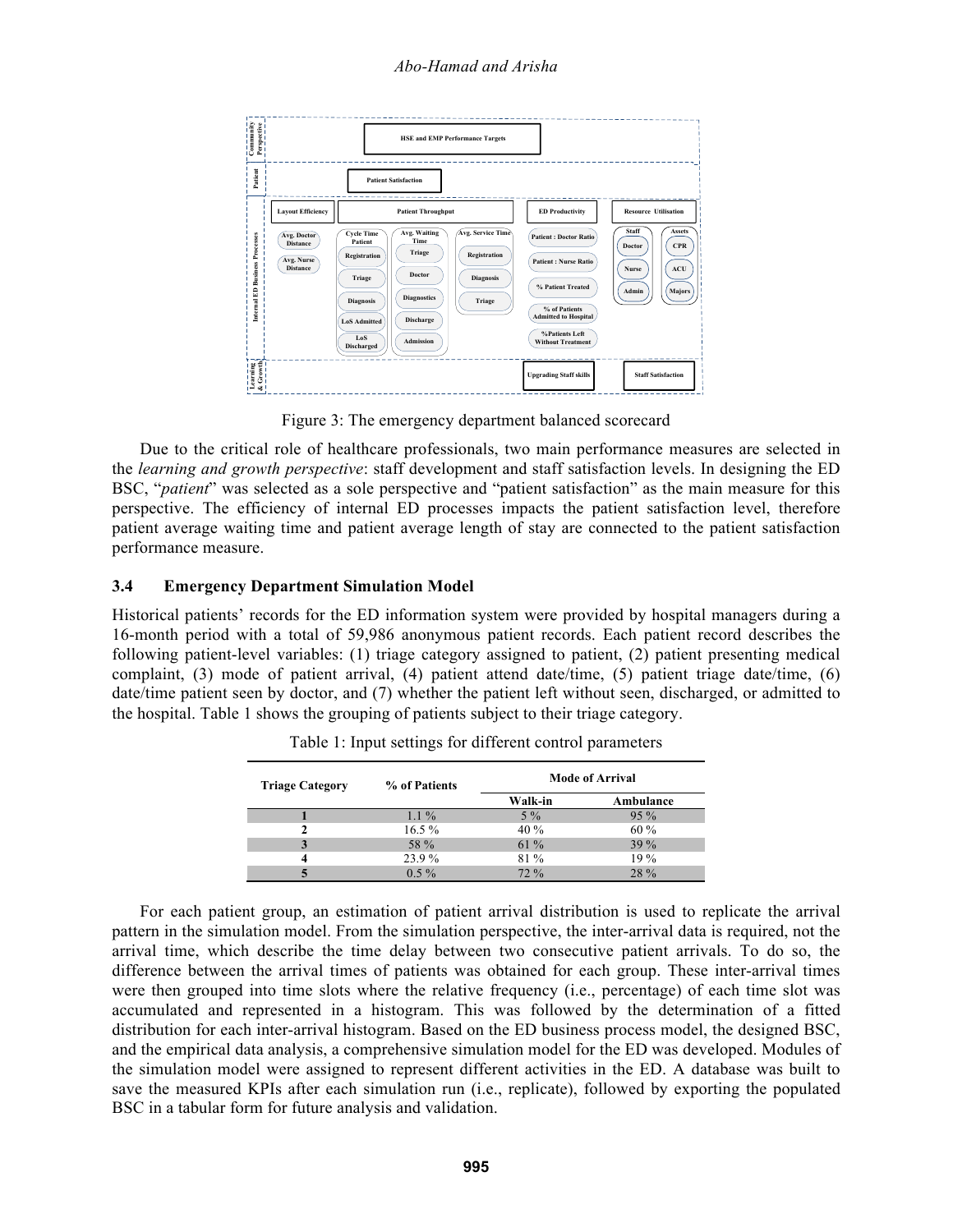Figure 3: The emergency department balanced scorecard

Due to the critical role of healthcare professionals, two main performance measures are selected in the *learning and growth perspective*: staff development and staff satisfaction levels. In designing the ED BSC, "*patient*" was selected as a sole perspective and "patient satisfaction" as the main measure for this perspective. The efficiency of internal ED processes impacts the patient satisfaction level, therefore patient average waiting time and patient average length of stay are connected to the patient satisfaction performance measure.

### 3.4 Emergency Department Simulation Model

Historical patients' records for the ED information system were provided by hospital managers during a 16-month period with a total of 59,986 anonymous patient records. Each patient record describes the following patient-level variables: (1) triage category assigned to patient, (2) patient presenting medical complaint, (3) mode of patient arrival, (4) patient attend date/time, (5) patient triage date/time, (6) date/time patient seen by doctor, and (7) whether the patient left without seen, discharged, or admitted to the hospital. Table 1 shows the grouping of patients subject to their triage category.

Table 1: Input settings for different control parameters

| Triage Category | % of Patients | Mode of Arrival | |
|---|---|---|---|
| | | Walk-in | Ambulance |
| 1 | 1.1 % | 5 % | 95 % |
| 2 | 16.5 % | 40 % | 60 % |
| 3 | 58 % | 61 % | 39 % |
| 4 | 23.9 % | 81 % | 19 % |
| 5 | 0.5 % | 72 % | 28 % |

For each patient group, an estimation of patient arrival distribution is used to replicate the arrival pattern in the simulation model. From the simulation perspective, the inter-arrival data is required, not the arrival time, which describe the time delay between two consecutive patient arrivals. To do so, the difference between the arrival times of patients was obtained for each group. These inter-arrival times were then grouped into time slots where the relative frequency (i.e., percentage) of each time slot was accumulated and represented in a histogram. This was followed by the determination of a fitted distribution for each inter-arrival histogram. Based on the ED business process model, the designed BSC, and the empirical data analysis, a comprehensive simulation model for the ED was developed. Modules of the simulation model were assigned to represent different activities in the ED. A database was built to save the measured KPIs after each simulation run (i.e., replicate), followed by exporting the populated BSC in a tabular form for future analysis and validation.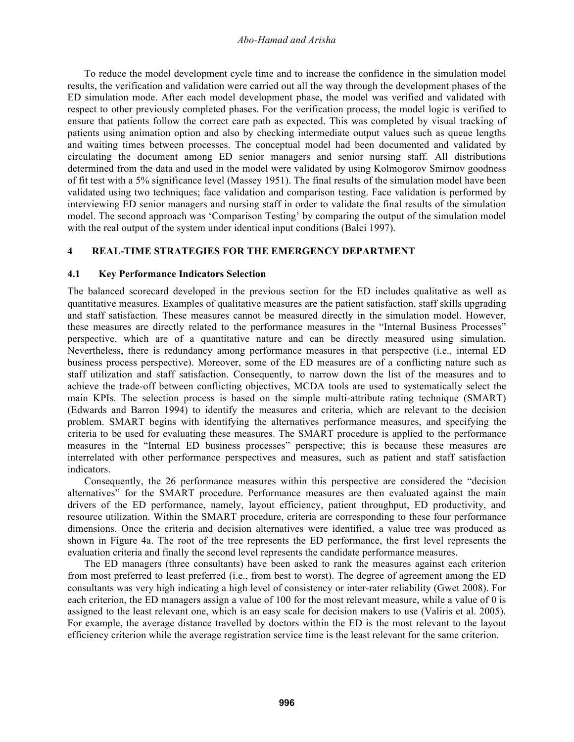To reduce the model development cycle time and to increase the confidence in the simulation model results, the verification and validation were carried out all the way through the development phases of the ED simulation mode. After each model development phase, the model was verified and validated with respect to other previously completed phases. For the verification process, the model logic is verified to ensure that patients follow the correct care path as expected. This was completed by visual tracking of patients using animation option and also by checking intermediate output values such as queue lengths and waiting times between processes. The conceptual model had been documented and validated by circulating the document among ED senior managers and senior nursing staff. All distributions determined from the data and used in the model were validated by using Kolmogorov Smirnov goodness of fit test with a 5% significance level (Massey 1951). The final results of the simulation model have been validated using two techniques; face validation and comparison testing. Face validation is performed by interviewing ED senior managers and nursing staff in order to validate the final results of the simulation model. The second approach was 'Comparison Testing' by comparing the output of the simulation model with the real output of the system under identical input conditions (Balci 1997).

## 4 REAL-TIME STRATEGIES FOR THE EMERGENCY DEPARTMENT

### 4.1 Key Performance Indicators Selection

The balanced scorecard developed in the previous section for the ED includes qualitative as well as quantitative measures. Examples of qualitative measures are the patient satisfaction, staff skills upgrading and staff satisfaction. These measures cannot be measured directly in the simulation model. However, these measures are directly related to the performance measures in the "Internal Business Processes" perspective, which are of a quantitative nature and can be directly measured using simulation. Nevertheless, there is redundancy among performance measures in that perspective (i.e., internal ED business process perspective). Moreover, some of the ED measures are of a conflicting nature such as staff utilization and staff satisfaction. Consequently, to narrow down the list of the measures and to achieve the trade-off between conflicting objectives, MCDA tools are used to systematically select the main KPIs. The selection process is based on the simple multi-attribute rating technique (SMART) (Edwards and Barron 1994) to identify the measures and criteria, which are relevant to the decision problem. SMART begins with identifying the alternatives performance measures, and specifying the criteria to be used for evaluating these measures. The SMART procedure is applied to the performance measures in the "Internal ED business processes" perspective; this is because these measures are interrelated with other performance perspectives and measures, such as patient and staff satisfaction indicators.

Consequently, the 26 performance measures within this perspective are considered the "decision alternatives" for the SMART procedure. Performance measures are then evaluated against the main drivers of the ED performance, namely, layout efficiency, patient throughput, ED productivity, and resource utilization. Within the SMART procedure, criteria are corresponding to these four performance dimensions. Once the criteria and decision alternatives were identified, a value tree was produced as shown in Figure 4a. The root of the tree represents the ED performance, the first level represents the evaluation criteria and finally the second level represents the candidate performance measures.

The ED managers (three consultants) have been asked to rank the measures against each criterion from most preferred to least preferred (i.e., from best to worst). The degree of agreement among the ED consultants was very high indicating a high level of consistency or inter-rater reliability (Gwet 2008). For each criterion, the ED managers assign a value of 100 for the most relevant measure, while a value of 0 is assigned to the least relevant one, which is an easy scale for decision makers to use (Valiris et al. 2005). For example, the average distance travelled by doctors within the ED is the most relevant to the layout efficiency criterion while the average registration service time is the least relevant for the same criterion.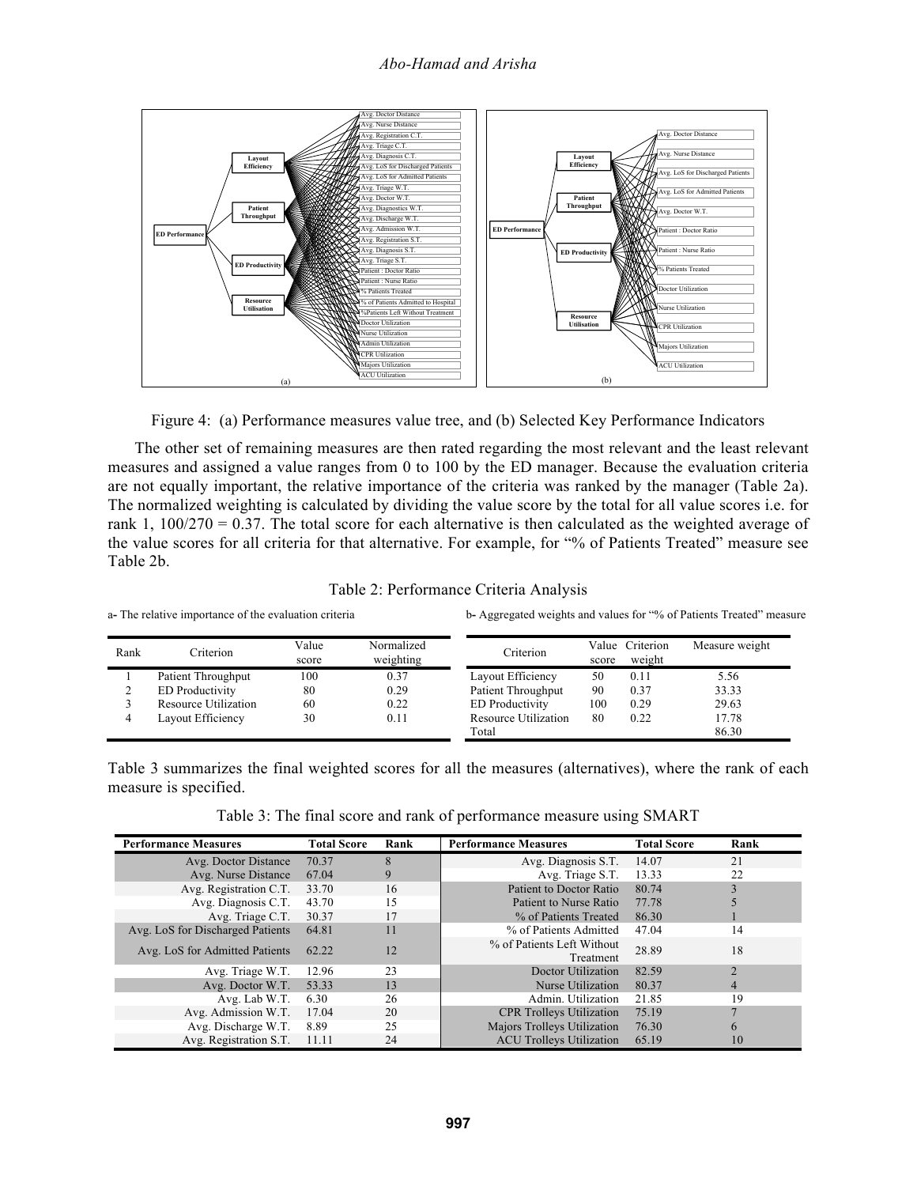Figure 4: (a) Performance measures value tree, and (b) Selected Key Performance Indicators

The other set of remaining measures are then rated regarding the most relevant and the least relevant measures and assigned a value ranges from 0 to 100 by the ED manager. Because the evaluation criteria are not equally important, the relative importance of the criteria was ranked by the manager (Table 2a). The normalized weighting is calculated by dividing the value score by the total for all value scores i.e. for rank 1, 100/270 = 0.37. The total score for each alternative is then calculated as the weighted average of the value scores for all criteria for that alternative. For example, for "% of Patients Treated" measure see Table 2b.

Table 2: Performance Criteria Analysis

a- The relative importance of the evaluation criteria

| Rank | Criterion | Value score | Normalized weighting |
|---|---|---|---|
| 1 | Patient Throughput | 100 | 0.37 |
| 2 | ED Productivity | 80 | 0.29 |
| 3 | Resource Utilization | 60 | 0.22 |
| 4 | Layout Efficiency | 30 | 0.11 |

b- Aggregated weights and values for "% of Patients Treated" measure

| Criterion | Value score | Criterion weight | Measure weight |
|---|---|---|---|
| Layout Efficiency | 50 | 0.11 | 5.56 |
| Patient Throughput | 90 | 0.37 | 33.33 |
| ED Productivity | 100 | 0.29 | 29.63 |
| Resource Utilization | 80 | 0.22 | 17.78 |
| Total | | | 86.30 |

Table 3 summarizes the final weighted scores for all the measures (alternatives), where the rank of each measure is specified.

Table 3: The final score and rank of performance measure using SMART

| Performance Measures | Total Score | Rank | Performance Measures | Total Score | Rank |
|---|---|---|---|---|---|
| Avg. Doctor Distance | 70.37 | 8 | Avg. Diagnosis S.T. | 14.07 | 21 |
| Avg. Nurse Distance | 67.04 | 9 | Avg. Triage S.T. | 13.33 | 22 |
| Avg. Registration C.T. | 33.70 | 16 | Patient to Doctor Ratio | 80.74 | 3 |
| Avg. Diagnosis C.T. | 43.70 | 15 | Patient to Nurse Ratio | 77.78 | 5 |
| Avg. Triage C.T. | 30.37 | 17 | % of Patients Treated | 86.30 | 1 |
| Avg. LoS for Discharged Patients | 64.81 | 11 | % of Patients Admitted | 47.04 | 14 |
| Avg. LoS for Admitted Patients | 62.22 | 12 | % of Patients Left Without Treatment | 28.89 | 18 |
| Avg. Triage W.T. | 12.96 | 23 | Doctor Utilization | 82.59 | 2 |
| Avg. Doctor W.T. | 53.33 | 13 | Nurse Utilization | 80.37 | 4 |
| Avg. Lab W.T. | 6.30 | 26 | Admin. Utilization | 21.85 | 19 |
| Avg. Admission W.T. | 17.04 | 20 | CPR Trolleys Utilization | 75.19 | 7 |
| Avg. Discharge W.T. | 8.89 | 25 | Majors Trolleys Utilization | 76.30 | 6 |
| Avg. Registration S.T. | 11.11 | 24 | ACU Trolleys Utilization | 65.19 | 10 |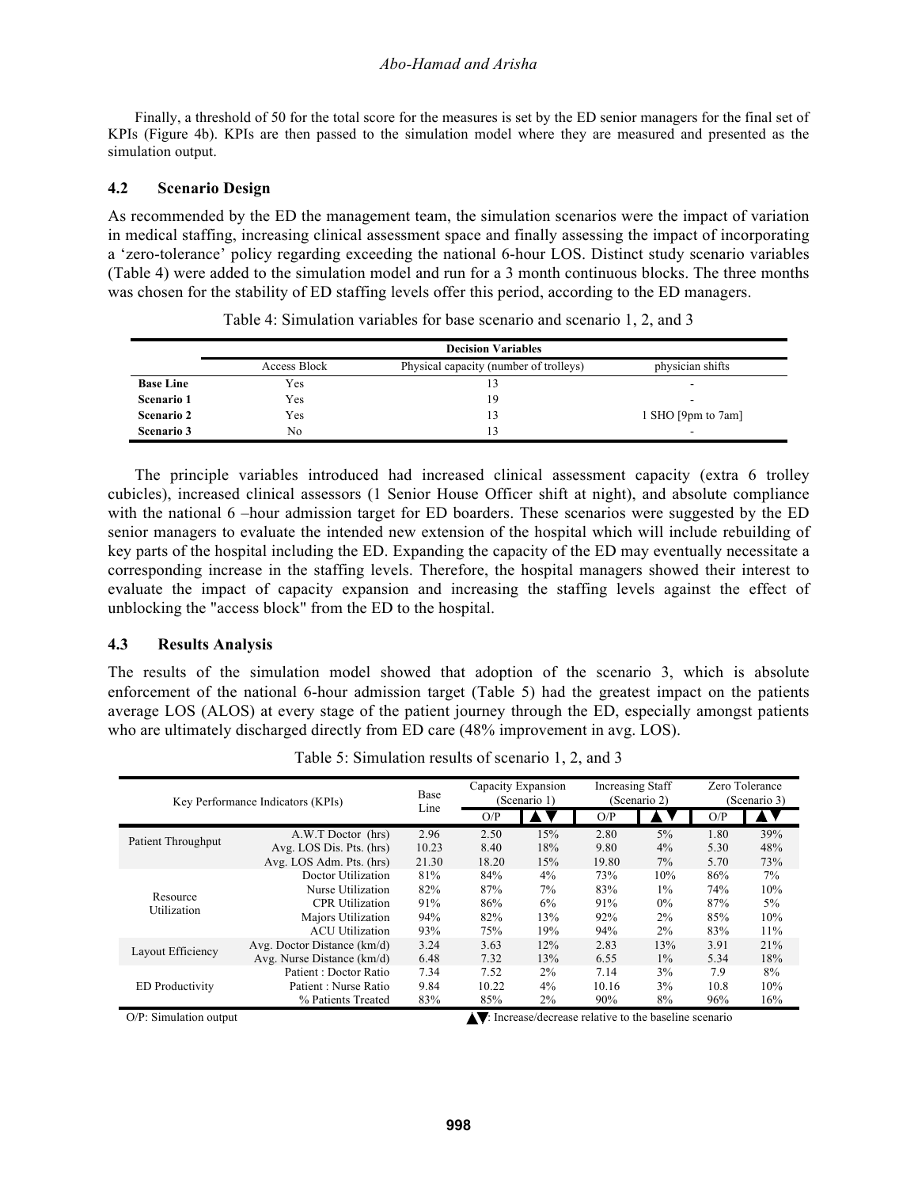Finally, a threshold of 50 for the total score for the measures is set by the ED senior managers for the final set of KPIs (Figure 4b). KPIs are then passed to the simulation model where they are measured and presented as the simulation output.

### 4.2 Scenario Design

As recommended by the ED the management team, the simulation scenarios were the impact of variation in medical staffing, increasing clinical assessment space and finally assessing the impact of incorporating a 'zero-tolerance' policy regarding exceeding the national 6-hour LOS. Distinct study scenario variables (Table 4) were added to the simulation model and run for a 3 month continuous blocks. The three months was chosen for the stability of ED staffing levels offer this period, according to the ED managers.

Table 4: Simulation variables for base scenario and scenario 1, 2, and 3

| | Decision Variables | | |
|---|---|---|---|
| | Access Block | Physical capacity (number of trolleys) | physician shifts |
| **Base Line** | Yes | 13 | - |
| **Scenario 1** | Yes | 19 | - |
| **Scenario 2** | Yes | 13 | 1 SHO [9pm to 7am] |
| **Scenario 3** | No | 13 | - |

The principle variables introduced had increased clinical assessment capacity (extra 6 trolley cubicles), increased clinical assessors (1 Senior House Officer shift at night), and absolute compliance with the national 6 –hour admission target for ED boarders. These scenarios were suggested by the ED senior managers to evaluate the intended new extension of the hospital which will include rebuilding of key parts of the hospital including the ED. Expanding the capacity of the ED may eventually necessitate a corresponding increase in the staffing levels. Therefore, the hospital managers showed their interest to evaluate the impact of capacity expansion and increasing the staffing levels against the effect of unblocking the "access block" from the ED to the hospital.

### 4.3 Results Analysis

The results of the simulation model showed that adoption of the scenario 3, which is absolute enforcement of the national 6-hour admission target (Table 5) had the greatest impact on the patients average LOS (ALOS) at every stage of the patient journey through the ED, especially amongst patients who are ultimately discharged directly from ED care (48% improvement in avg. LOS).

Table 5: Simulation results of scenario 1, 2, and 3

| Key Performance Indicators (KPIs) | | Base Line | Capacity Expansion (Scenario 1) | | Increasing Staff (Scenario 2) | | Zero Tolerance (Scenario 3) | |
|---|---|---|---|---|---|---|---|---|
| | | | O/P | ▲▼ | O/P | ▲▼ | O/P | ▲▼ |
| Patient Throughput | A.W.T Doctor (hrs) | 2.96 | 2.50 | 15% | 2.80 | 5% | 1.80 | 39% |
| | Avg. LOS Dis. Pts. (hrs) | 10.23 | 8.40 | 18% | 9.80 | 4% | 5.30 | 48% |
| | Avg. LOS Adm. Pts. (hrs) | 21.30 | 18.20 | 15% | 19.80 | 7% | 5.70 | 73% |
| Resource Utilization | Doctor Utilization | 81% | 84% | 4% | 73% | 10% | 86% | 7% |
| | Nurse Utilization | 82% | 87% | 7% | 83% | 1% | 74% | 10% |
| | CPR Utilization | 91% | 86% | 6% | 91% | 0% | 87% | 5% |
| | Majors Utilization | 94% | 82% | 13% | 92% | 2% | 85% | 10% |
| | ACU Utilization | 93% | 75% | 19% | 94% | 2% | 83% | 11% |
| Layout Efficiency | Avg. Doctor Distance (km/d) | 3.24 | 3.63 | 12% | 2.83 | 13% | 3.91 | 21% |
| | Avg. Nurse Distance (km/d) | 6.48 | 7.32 | 13% | 6.55 | 1% | 5.34 | 18% |
| ED Productivity | Patient : Doctor Ratio | 7.34 | 7.52 | 2% | 7.14 | 3% | 7.9 | 8% |
| | Patient : Nurse Ratio | 9.84 | 10.22 | 4% | 10.16 | 3% | 10.8 | 10% |
| | % Patients Treated | 83% | 85% | 2% | 90% | 8% | 96% | 16% |

O/P: Simulation output ▲▼: Increase/decrease relative to the baseline scenario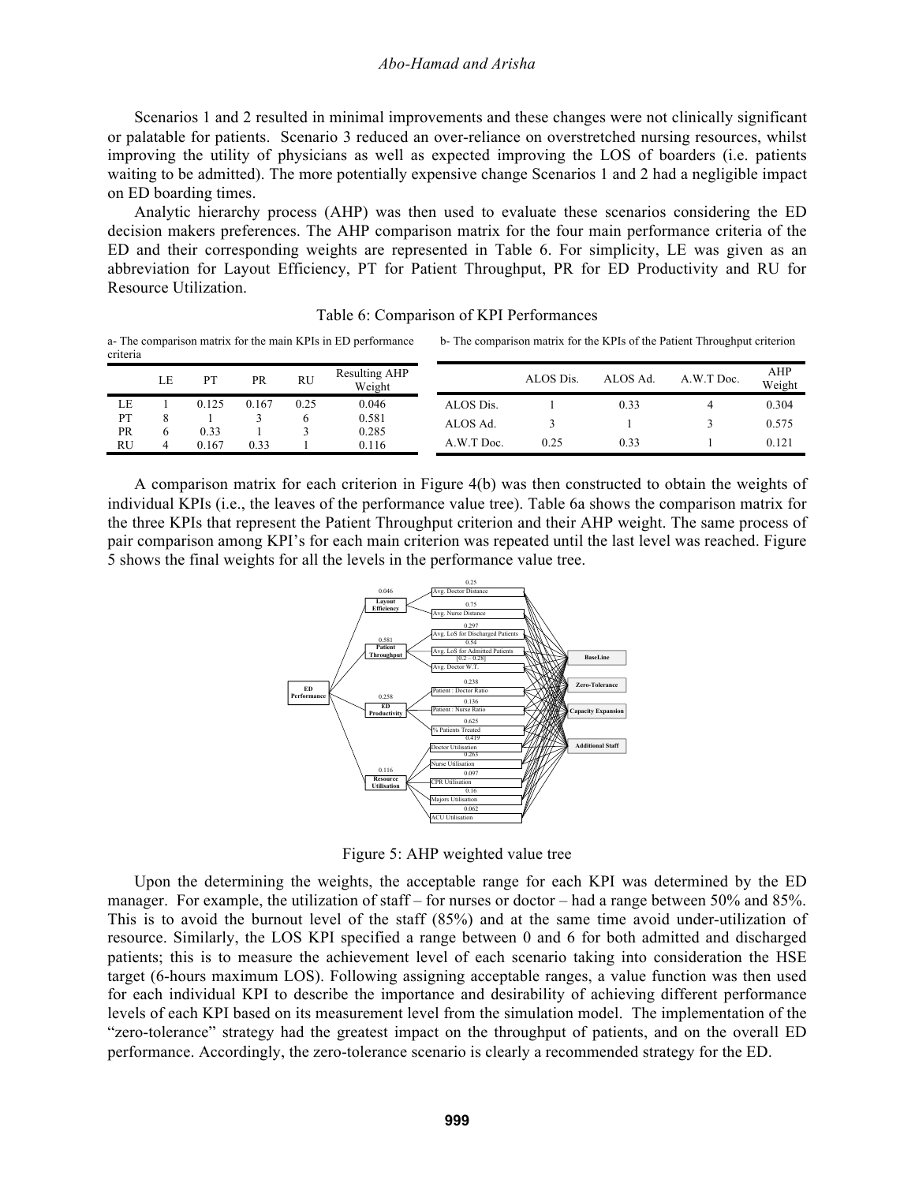Scenarios 1 and 2 resulted in minimal improvements and these changes were not clinically significant or palatable for patients. Scenario 3 reduced an over-reliance on overstretched nursing resources, whilst improving the utility of physicians as well as expected improving the LOS of boarders (i.e. patients waiting to be admitted). The more potentially expensive change Scenarios 1 and 2 had a negligible impact on ED boarding times.

Analytic hierarchy process (AHP) was then used to evaluate these scenarios considering the ED decision makers preferences. The AHP comparison matrix for the four main performance criteria of the ED and their corresponding weights are represented in Table 6. For simplicity, LE was given as an abbreviation for Layout Efficiency, PT for Patient Throughput, PR for ED Productivity and RU for Resource Utilization.

Table 6: Comparison of KPI Performances

a- The comparison matrix for the main KPIs in ED performance criteria

| | LE | PT | PR | RU | Resulting AHP Weight |
|---|---|---|---|---|---|
| LE | 1 | 0.125 | 0.167 | 0.25 | 0.046 |
| PT | 8 | 1 | 3 | 6 | 0.581 |
| PR | 6 | 0.33 | 1 | 3 | 0.285 |
| RU | 4 | 0.167 | 0.33 | 1 | 0.116 |

b- The comparison matrix for the KPIs of the Patient Throughput criterion

| | ALOS Dis. | ALOS Ad. | A.W.T Doc. | AHP Weight |
|---|---|---|---|---|
| ALOS Dis. | 1 | 0.33 | 4 | 0.304 |
| ALOS Ad. | 3 | 1 | 3 | 0.575 |
| A.W.T Doc. | 0.25 | 0.33 | 1 | 0.121 |

A comparison matrix for each criterion in Figure 4(b) was then constructed to obtain the weights of individual KPIs (i.e., the leaves of the performance value tree). Table 6a shows the comparison matrix for the three KPIs that represent the Patient Throughput criterion and their AHP weight. The same process of pair comparison among KPI's for each main criterion was repeated until the last level was reached. Figure 5 shows the final weights for all the levels in the performance value tree.

Figure 5: AHP weighted value tree

Upon the determining the weights, the acceptable range for each KPI was determined by the ED manager. For example, the utilization of staff – for nurses or doctor – had a range between 50% and 85%. This is to avoid the burnout level of the staff (85%) and at the same time avoid under-utilization of resource. Similarly, the LOS KPI specified a range between 0 and 6 for both admitted and discharged patients; this is to measure the achievement level of each scenario taking into consideration the HSE target (6-hours maximum LOS). Following assigning acceptable ranges, a value function was then used for each individual KPI to describe the importance and desirability of achieving different performance levels of each KPI based on its measurement level from the simulation model. The implementation of the "zero-tolerance" strategy had the greatest impact on the throughput of patients, and on the overall ED performance. Accordingly, the zero-tolerance scenario is clearly a recommended strategy for the ED.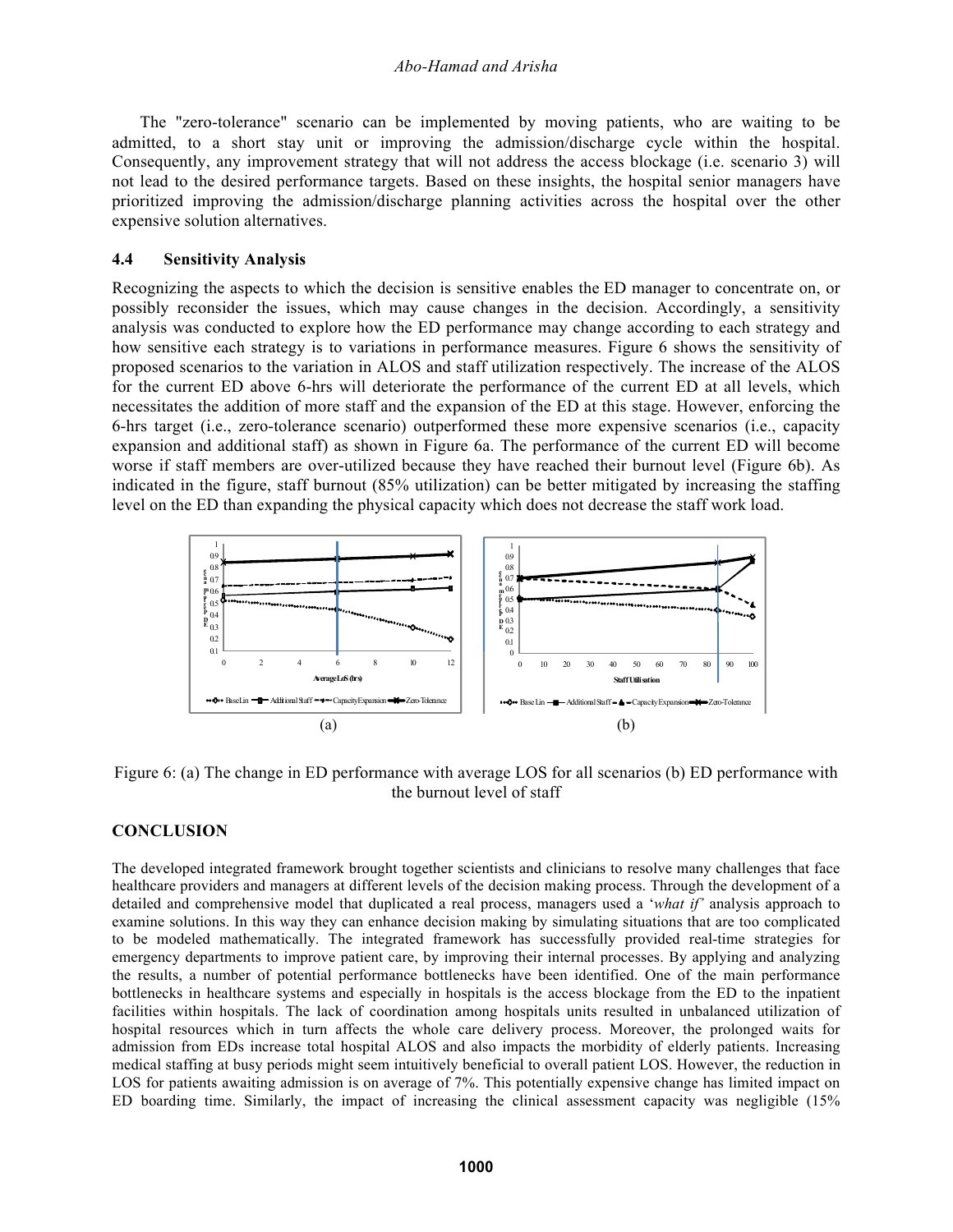The "zero-tolerance" scenario can be implemented by moving patients, who are waiting to be admitted, to a short stay unit or improving the admission/discharge cycle within the hospital. Consequently, any improvement strategy that will not address the access blockage (i.e. scenario 3) will not lead to the desired performance targets. Based on these insights, the hospital senior managers have prioritized improving the admission/discharge planning activities across the hospital over the other expensive solution alternatives.

### 4.4 Sensitivity Analysis

Recognizing the aspects to which the decision is sensitive enables the ED manager to concentrate on, or possibly reconsider the issues, which may cause changes in the decision. Accordingly, a sensitivity analysis was conducted to explore how the ED performance may change according to each strategy and how sensitive each strategy is to variations in performance measures. Figure 6 shows the sensitivity of proposed scenarios to the variation in ALOS and staff utilization respectively. The increase of the ALOS for the current ED above 6-hrs will deteriorate the performance of the current ED at all levels, which necessitates the addition of more staff and the expansion of the ED at this stage. However, enforcing the 6-hrs target (i.e., zero-tolerance scenario) outperformed these more expensive scenarios (i.e., capacity expansion and additional staff) as shown in Figure 6a. The performance of the current ED will become worse if staff members are over-utilized because they have reached their burnout level (Figure 6b). As indicated in the figure, staff burnout (85% utilization) can be better mitigated by increasing the staffing level on the ED than expanding the physical capacity which does not decrease the staff work load.

Figure 6: (a) The change in ED performance with average LOS for all scenarios (b) ED performance with the burnout level of staff

## CONCLUSION

The developed integrated framework brought together scientists and clinicians to resolve many challenges that face healthcare providers and managers at different levels of the decision making process. Through the development of a detailed and comprehensive model that duplicated a real process, managers used a '*what if'* analysis approach to examine solutions. In this way they can enhance decision making by simulating situations that are too complicated to be modeled mathematically. The integrated framework has successfully provided real-time strategies for emergency departments to improve patient care, by improving their internal processes. By applying and analyzing the results, a number of potential performance bottlenecks have been identified. One of the main performance bottlenecks in healthcare systems and especially in hospitals is the access blockage from the ED to the inpatient facilities within hospitals. The lack of coordination among hospitals units resulted in unbalanced utilization of hospital resources which in turn affects the whole care delivery process. Moreover, the prolonged waits for admission from EDs increase total hospital ALOS and also impacts the morbidity of elderly patients. Increasing medical staffing at busy periods might seem intuitively beneficial to overall patient LOS. However, the reduction in LOS for patients awaiting admission is on average of 7%. This potentially expensive change has limited impact on ED boarding time. Similarly, the impact of increasing the clinical assessment capacity was negligible (15%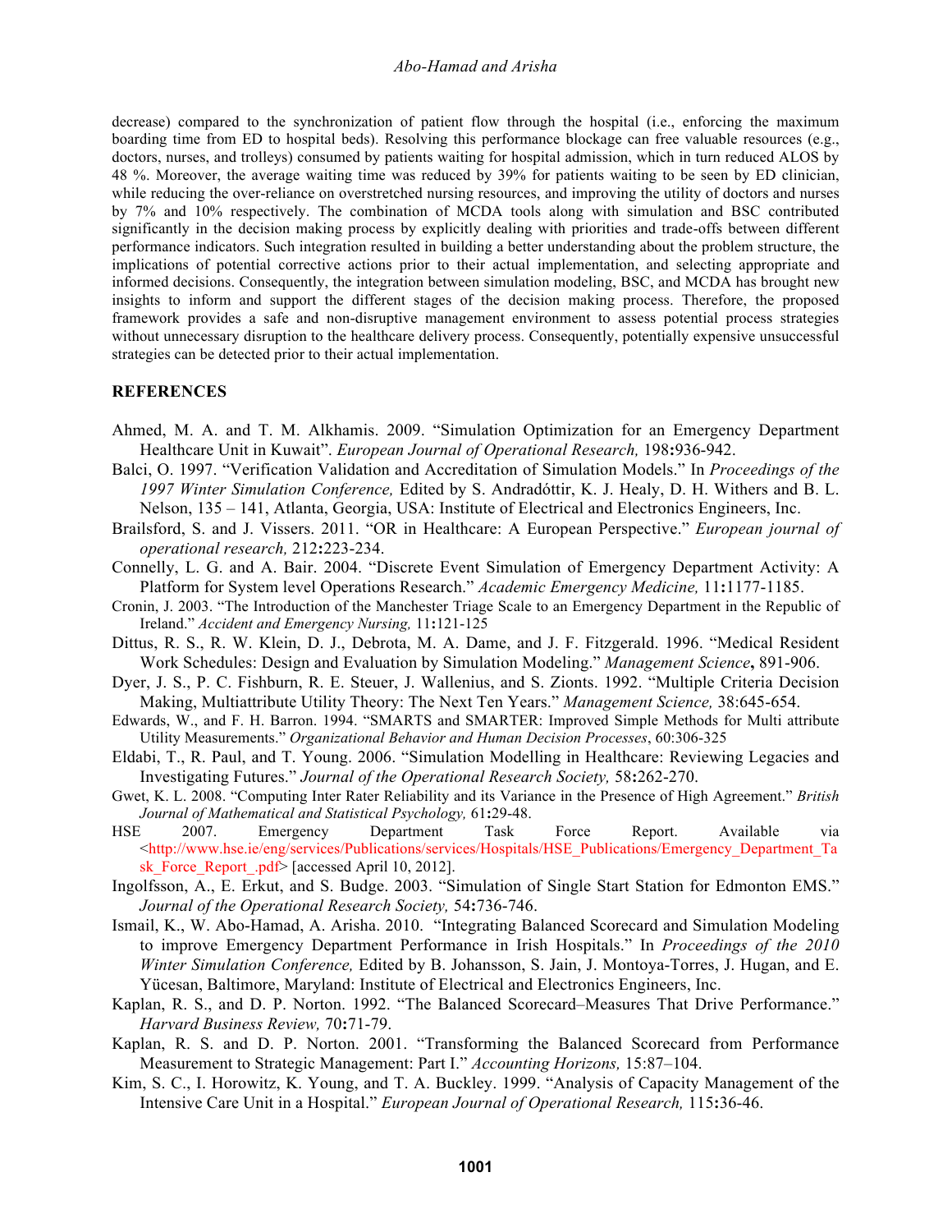decrease) compared to the synchronization of patient flow through the hospital (i.e., enforcing the maximum boarding time from ED to hospital beds). Resolving this performance blockage can free valuable resources (e.g., doctors, nurses, and trolleys) consumed by patients waiting for hospital admission, which in turn reduced ALOS by 48 %. Moreover, the average waiting time was reduced by 39% for patients waiting to be seen by ED clinician, while reducing the over-reliance on overstretched nursing resources, and improving the utility of doctors and nurses by 7% and 10% respectively. The combination of MCDA tools along with simulation and BSC contributed significantly in the decision making process by explicitly dealing with priorities and trade-offs between different performance indicators. Such integration resulted in building a better understanding about the problem structure, the implications of potential corrective actions prior to their actual implementation, and selecting appropriate and informed decisions. Consequently, the integration between simulation modeling, BSC, and MCDA has brought new insights to inform and support the different stages of the decision making process. Therefore, the proposed framework provides a safe and non-disruptive management environment to assess potential process strategies without unnecessary disruption to the healthcare delivery process. Consequently, potentially expensive unsuccessful strategies can be detected prior to their actual implementation.

## REFERENCES

Ahmed, M. A. and T. M. Alkhamis. 2009. "Simulation Optimization for an Emergency Department Healthcare Unit in Kuwait". *European Journal of Operational Research,* 198**:**936-942.

Balci, O. 1997. "Verification Validation and Accreditation of Simulation Models." In *Proceedings of the 1997 Winter Simulation Conference,* Edited by S. Andradóttir, K. J. Healy, D. H. Withers and B. L. Nelson, 135 – 141, Atlanta, Georgia, USA: Institute of Electrical and Electronics Engineers, Inc.

Brailsford, S. and J. Vissers. 2011. "OR in Healthcare: A European Perspective." *European journal of operational research,* 212**:**223-234.

Connelly, L. G. and A. Bair. 2004. "Discrete Event Simulation of Emergency Department Activity: A Platform for System level Operations Research." *Academic Emergency Medicine,* 11**:**1177-1185.

Cronin, J. 2003. "The Introduction of the Manchester Triage Scale to an Emergency Department in the Republic of Ireland." *Accident and Emergency Nursing,* 11**:**121-125

Dittus, R. S., R. W. Klein, D. J., Debrota, M. A. Dame, and J. F. Fitzgerald. 1996. "Medical Resident Work Schedules: Design and Evaluation by Simulation Modeling." *Management Science***,** 891-906.

Dyer, J. S., P. C. Fishburn, R. E. Steuer, J. Wallenius, and S. Zionts. 1992. "Multiple Criteria Decision Making, Multiattribute Utility Theory: The Next Ten Years." *Management Science,* 38:645-654.

Edwards, W., and F. H. Barron. 1994. "SMARTS and SMARTER: Improved Simple Methods for Multi attribute Utility Measurements." *Organizational Behavior and Human Decision Processes*, 60:306-325

Eldabi, T., R. Paul, and T. Young. 2006. "Simulation Modelling in Healthcare: Reviewing Legacies and Investigating Futures." *Journal of the Operational Research Society,* 58**:**262-270.

Gwet, K. L. 2008. "Computing Inter Rater Reliability and its Variance in the Presence of High Agreement." *British Journal of Mathematical and Statistical Psychology,* 61**:**29-48.

HSE 2007. Emergency Department Task Force Report. Available via <http://www.hse.ie/eng/services/Publications/services/Hospitals/HSE_Publications/Emergency_Department_Task_Force_Report_.pdf> [accessed April 10, 2012].

Ingolfsson, A., E. Erkut, and S. Budge. 2003. "Simulation of Single Start Station for Edmonton EMS." *Journal of the Operational Research Society,* 54**:**736-746.

Ismail, K., W. Abo-Hamad, A. Arisha. 2010. "Integrating Balanced Scorecard and Simulation Modeling to improve Emergency Department Performance in Irish Hospitals." In *Proceedings of the 2010 Winter Simulation Conference,* Edited by B. Johansson, S. Jain, J. Montoya-Torres, J. Hugan, and E. Yücesan, Baltimore, Maryland: Institute of Electrical and Electronics Engineers, Inc.

Kaplan, R. S., and D. P. Norton. 1992. "The Balanced Scorecard–Measures That Drive Performance." *Harvard Business Review,* 70**:**71-79.

Kaplan, R. S. and D. P. Norton. 2001. "Transforming the Balanced Scorecard from Performance Measurement to Strategic Management: Part I." *Accounting Horizons,* 15:87–104.

Kim, S. C., I. Horowitz, K. Young, and T. A. Buckley. 1999. "Analysis of Capacity Management of the Intensive Care Unit in a Hospital." *European Journal of Operational Research,* 115**:**36-46.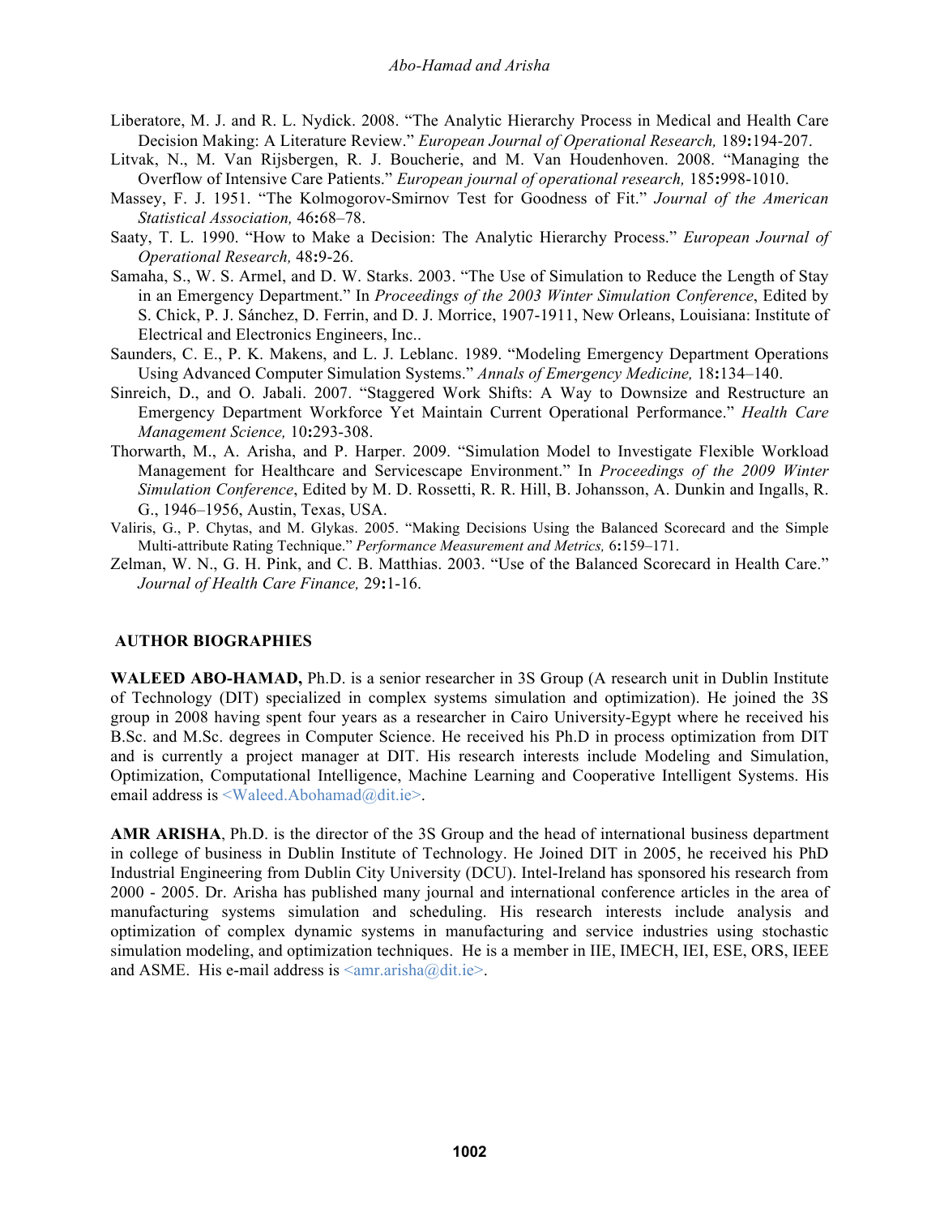Liberatore, M. J. and R. L. Nydick. 2008. "The Analytic Hierarchy Process in Medical and Health Care Decision Making: A Literature Review." *European Journal of Operational Research,* 189**:**194-207.

Litvak, N., M. Van Rijsbergen, R. J. Boucherie, and M. Van Houdenhoven. 2008. "Managing the Overflow of Intensive Care Patients." *European journal of operational research,* 185**:**998-1010.

Massey, F. J. 1951. "The Kolmogorov-Smirnov Test for Goodness of Fit." *Journal of the American Statistical Association,* 46**:**68–78.

Saaty, T. L. 1990. "How to Make a Decision: The Analytic Hierarchy Process." *European Journal of Operational Research,* 48**:**9-26.

Samaha, S., W. S. Armel, and D. W. Starks. 2003. "The Use of Simulation to Reduce the Length of Stay in an Emergency Department." In *Proceedings of the 2003 Winter Simulation Conference*, Edited by S. Chick, P. J. Sánchez, D. Ferrin, and D. J. Morrice, 1907-1911, New Orleans, Louisiana: Institute of Electrical and Electronics Engineers, Inc..

Saunders, C. E., P. K. Makens, and L. J. Leblanc. 1989. "Modeling Emergency Department Operations Using Advanced Computer Simulation Systems." *Annals of Emergency Medicine,* 18**:**134–140.

Sinreich, D., and O. Jabali. 2007. "Staggered Work Shifts: A Way to Downsize and Restructure an Emergency Department Workforce Yet Maintain Current Operational Performance." *Health Care Management Science,* 10**:**293-308.

Thorwarth, M., A. Arisha, and P. Harper. 2009. "Simulation Model to Investigate Flexible Workload Management for Healthcare and Servicescape Environment." In *Proceedings of the 2009 Winter Simulation Conference*, Edited by M. D. Rossetti, R. R. Hill, B. Johansson, A. Dunkin and Ingalls, R. G., 1946–1956, Austin, Texas, USA.

Valiris, G., P. Chytas, and M. Glykas. 2005. "Making Decisions Using the Balanced Scorecard and the Simple Multi-attribute Rating Technique." *Performance Measurement and Metrics,* 6**:**159–171.

Zelman, W. N., G. H. Pink, and C. B. Matthias. 2003. "Use of the Balanced Scorecard in Health Care." *Journal of Health Care Finance,* 29**:**1-16.

## AUTHOR BIOGRAPHIES

**WALEED ABO-HAMAD,** Ph.D. is a senior researcher in 3S Group (A research unit in Dublin Institute of Technology (DIT) specialized in complex systems simulation and optimization). He joined the 3S group in 2008 having spent four years as a researcher in Cairo University-Egypt where he received his B.Sc. and M.Sc. degrees in Computer Science. He received his Ph.D in process optimization from DIT and is currently a project manager at DIT. His research interests include Modeling and Simulation, Optimization, Computational Intelligence, Machine Learning and Cooperative Intelligent Systems. His email address is <Waleed.Abohamad@dit.ie>.

**AMR ARISHA**, Ph.D. is the director of the 3S Group and the head of international business department in college of business in Dublin Institute of Technology. He Joined DIT in 2005, he received his PhD Industrial Engineering from Dublin City University (DCU). Intel-Ireland has sponsored his research from 2000 - 2005. Dr. Arisha has published many journal and international conference articles in the area of manufacturing systems simulation and scheduling. His research interests include analysis and optimization of complex dynamic systems in manufacturing and service industries using stochastic simulation modeling, and optimization techniques. He is a member in IIE, IMECH, IEI, ESE, ORS, IEEE and ASME. His e-mail address is <amr.arisha@dit.ie>.